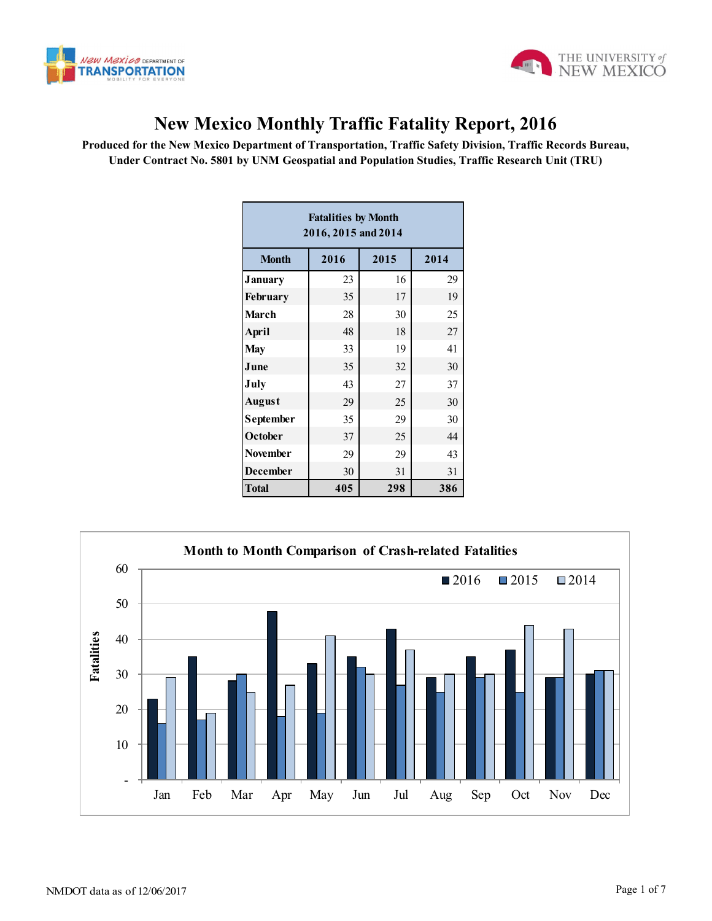# New Mexico Monthly Traffic Fatality Report, 2016

**Produced for the New Mexico Department of Transportation, Traffic Safety Division, Traffic Records Bureau, Under Contract No. 5801 by UNM Geospatial and Population Studies, Traffic Research Unit (TRU)**

| Fatalities by Month 2016, 2015 and 2014 | | | |
|---|---|---|---|
| **Month** | **2016** | **2015** | **2014** |
| **January** | 23 | 16 | 29 |
| **February** | 35 | 17 | 19 |
| **March** | 28 | 30 | 25 |
| **April** | 48 | 18 | 27 |
| **May** | 33 | 19 | 41 |
| **June** | 35 | 32 | 30 |
| **July** | 43 | 27 | 37 |
| **August** | 29 | 25 | 30 |
| **September** | 35 | 29 | 30 |
| **October** | 37 | 25 | 44 |
| **November** | 29 | 29 | 43 |
| **December** | 30 | 31 | 31 |
| **Total** | **405** | **298** | **386** |

**Month to Month Comparison of Crash-related Fatalities**

| Month | 2016 | 2015 | 2014 |
|---|---|---|---|
| Jan | 23 | 16 | 29 |
| Feb | 35 | 17 | 19 |
| Mar | 28 | 30 | 25 |
| Apr | 48 | 18 | 27 |
| May | 33 | 19 | 41 |
| Jun | 35 | 32 | 30 |
| Jul | 43 | 27 | 37 |
| Aug | 29 | 25 | 30 |
| Sep | 35 | 29 | 30 |
| Oct | 37 | 25 | 44 |
| Nov | 29 | 29 | 43 |
| Dec | 30 | 31 | 31 |

NMDOT data as of 12/06/2017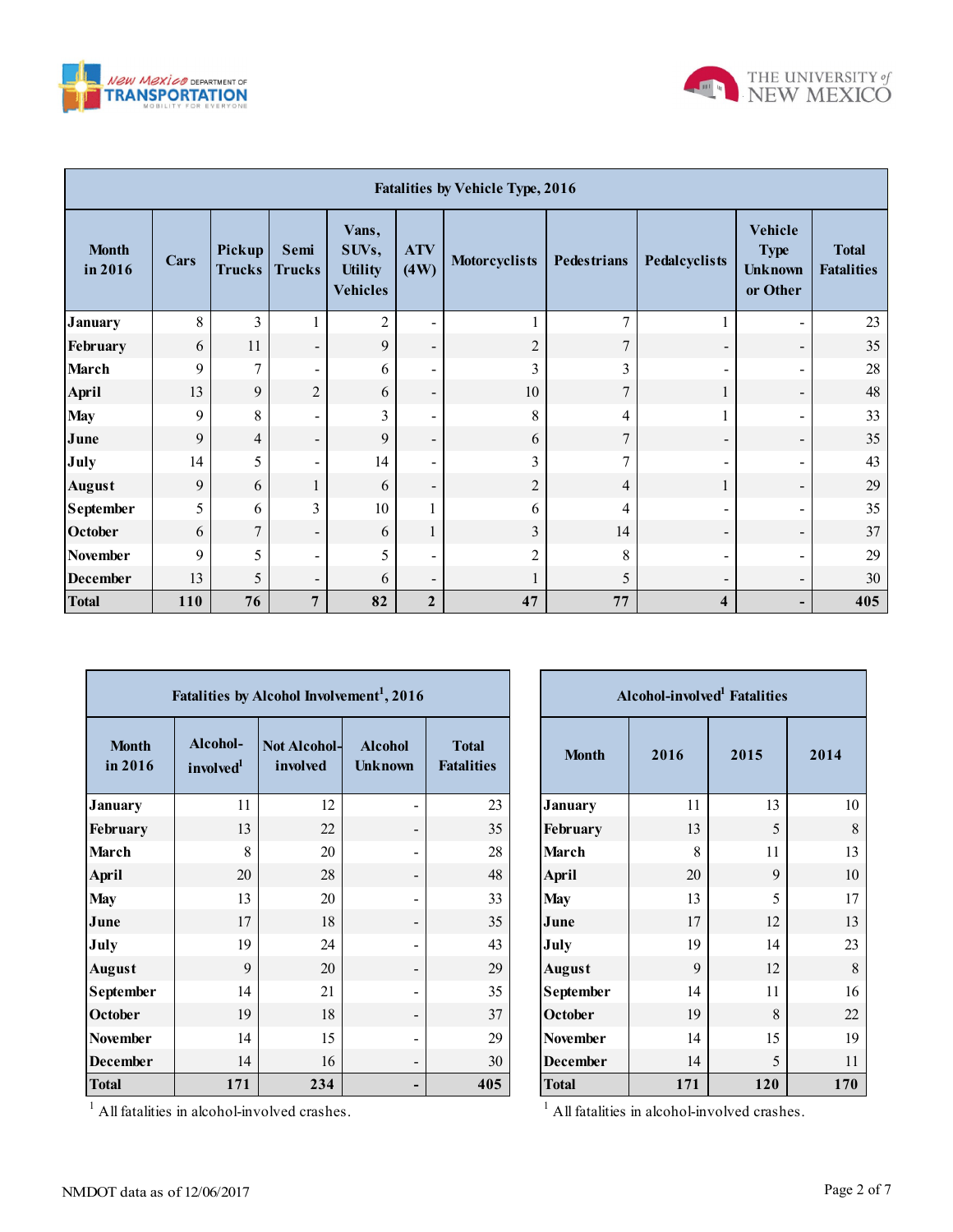| Fatalities by Vehicle Type, 2016 | | | | | | | | | | |
|---|---|---|---|---|---|---|---|---|---|---|
| Month in 2016 | Cars | Pickup Trucks | Semi Trucks | Vans, SUVs, Utility Vehicles | ATV (4W) | Motorcyclists | Pedestrians | Pedalcyclists | Vehicle Type Unknown or Other | Total Fatalities |
| January | 8 | 3 | 1 | 2 | - | 1 | 7 | 1 | - | 23 |
| February | 6 | 11 | - | 9 | - | 2 | 7 | - | - | 35 |
| March | 9 | 7 | - | 6 | - | 3 | 3 | - | - | 28 |
| April | 13 | 9 | 2 | 6 | - | 10 | 7 | 1 | - | 48 |
| May | 9 | 8 | - | 3 | - | 8 | 4 | 1 | - | 33 |
| June | 9 | 4 | - | 9 | - | 6 | 7 | - | - | 35 |
| July | 14 | 5 | - | 14 | - | 3 | 7 | - | - | 43 |
| August | 9 | 6 | 1 | 6 | - | 2 | 4 | 1 | - | 29 |
| September | 5 | 6 | 3 | 10 | 1 | 6 | 4 | - | - | 35 |
| October | 6 | 7 | - | 6 | 1 | 3 | 14 | - | - | 37 |
| November | 9 | 5 | - | 5 | - | 2 | 8 | - | - | 29 |
| December | 13 | 5 | - | 6 | - | 1 | 5 | - | - | 30 |
| **Total** | **110** | **76** | **7** | **82** | **2** | **47** | **77** | **4** | **-** | **405** |

| Fatalities by Alcohol Involvement[1], 2016 | | | | |
|---|---|---|---|---|
| Month in 2016 | Alcohol-involved[1] | Not Alcohol-involved | Alcohol Unknown | Total Fatalities |
| January | 11 | 12 | - | 23 |
| February | 13 | 22 | - | 35 |
| March | 8 | 20 | - | 28 |
| April | 20 | 28 | - | 48 |
| May | 13 | 20 | - | 33 |
| June | 17 | 18 | - | 35 |
| July | 19 | 24 | - | 43 |
| August | 9 | 20 | - | 29 |
| September | 14 | 21 | - | 35 |
| October | 19 | 18 | - | 37 |
| November | 14 | 15 | - | 29 |
| December | 14 | 16 | - | 30 |
| **Total** | **171** | **234** | **-** | **405** |

[1] All fatalities in alcohol-involved crashes.

| Alcohol-involved[1] Fatalities | | | |
|---|---|---|---|
| Month | 2016 | 2015 | 2014 |
| January | 11 | 13 | 10 |
| February | 13 | 5 | 8 |
| March | 8 | 11 | 13 |
| April | 20 | 9 | 10 |
| May | 13 | 5 | 17 |
| June | 17 | 12 | 13 |
| July | 19 | 14 | 23 |
| August | 9 | 12 | 8 |
| September | 14 | 11 | 16 |
| October | 19 | 8 | 22 |
| November | 14 | 15 | 19 |
| December | 14 | 5 | 11 |
| **Total** | **171** | **120** | **170** |

[1] All fatalities in alcohol-involved crashes.

NMDOT data as of 12/06/2017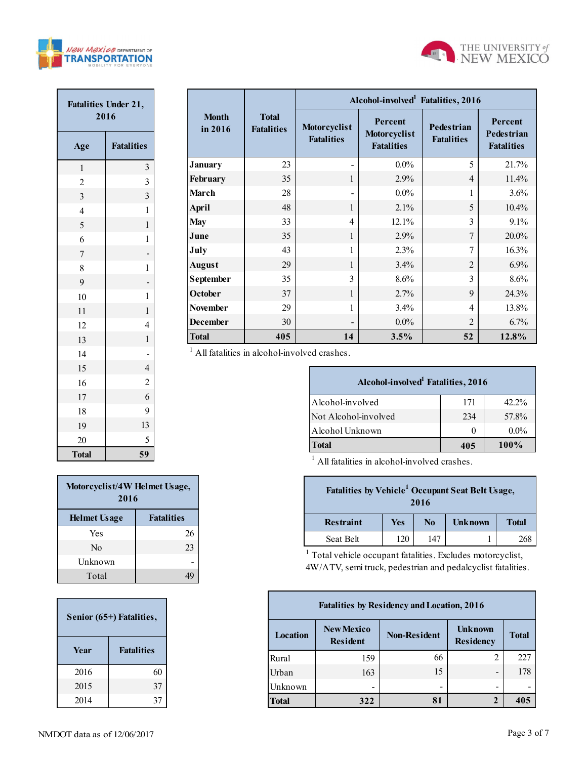| Fatalities Under 21, 2016 | |
|---|---|
| **Age** | **Fatalities** |
| 1 | 3 |
| 2 | 3 |
| 3 | 3 |
| 4 | 1 |
| 5 | 1 |
| 6 | 1 |
| 7 | - |
| 8 | 1 |
| 9 | - |
| 10 | 1 |
| 11 | 1 |
| 12 | 4 |
| 13 | 1 |
| 14 | - |
| 15 | 4 |
| 16 | 2 |
| 17 | 6 |
| 18 | 9 |
| 19 | 13 |
| 20 | 5 |
| **Total** | **59** |

| Month in 2016 | Total Fatalities | Alcohol-involved[1] Fatalities, 2016 | | | |
|---|---|---|---|---|---|
| | | Motorcyclist Fatalities | Percent Motorcyclist Fatalities | Pedestrian Fatalities | Percent Pedestrian Fatalities |
| **January** | 23 | - | 0.0% | 5 | 21.7% |
| **February** | 35 | 1 | 2.9% | 4 | 11.4% |
| **March** | 28 | - | 0.0% | 1 | 3.6% |
| **April** | 48 | 1 | 2.1% | 5 | 10.4% |
| **May** | 33 | 4 | 12.1% | 3 | 9.1% |
| **June** | 35 | 1 | 2.9% | 7 | 20.0% |
| **July** | 43 | 1 | 2.3% | 7 | 16.3% |
| **August** | 29 | 1 | 3.4% | 2 | 6.9% |
| **September** | 35 | 3 | 8.6% | 3 | 8.6% |
| **October** | 37 | 1 | 2.7% | 9 | 24.3% |
| **November** | 29 | 1 | 3.4% | 4 | 13.8% |
| **December** | 30 | - | 0.0% | 2 | 6.7% |
| **Total** | **405** | **14** | **3.5%** | **52** | **12.8%** |

[1] All fatalities in alcohol-involved crashes.

| Alcohol-involved[1] Fatalities, 2016 | | |
|---|---|---|
| Alcohol-involved | 171 | 42.2% |
| Not Alcohol-involved | 234 | 57.8% |
| Alcohol Unknown | 0 | 0.0% |
| **Total** | **405** | **100%** |

[1] All fatalities in alcohol-involved crashes.

| Motorcyclist/4W Helmet Usage, 2016 | |
|---|---|
| **Helmet Usage** | **Fatalities** |
| Yes | 26 |
| No | 23 |
| Unknown | - |
| Total | 49 |

| Fatalities by Vehicle[1] Occupant Seat Belt Usage, 2016 | | | | |
|---|---|---|---|---|
| **Restraint** | **Yes** | **No** | **Unknown** | **Total** |
| Seat Belt | 120 | 147 | 1 | 268 |

[1] Total vehicle occupant fatalities. Excludes motorcyclist, 4W/ATV, semi truck, pedestrian and pedalcyclist fatalities.

| Senior (65+) Fatalities, | |
|---|---|
| **Year** | **Fatalities** |
| 2016 | 60 |
| 2015 | 37 |
| 2014 | 37 |

| Fatalities by Residency and Location, 2016 | | | | |
|---|---|---|---|---|
| **Location** | **New Mexico Resident** | **Non-Resident** | **Unknown Residency** | **Total** |
| Rural | 159 | 66 | 2 | 227 |
| Urban | 163 | 15 | - | 178 |
| Unknown | - | - | - | - |
| **Total** | **322** | **81** | **2** | **405** |

NMDOT data as of 12/06/2017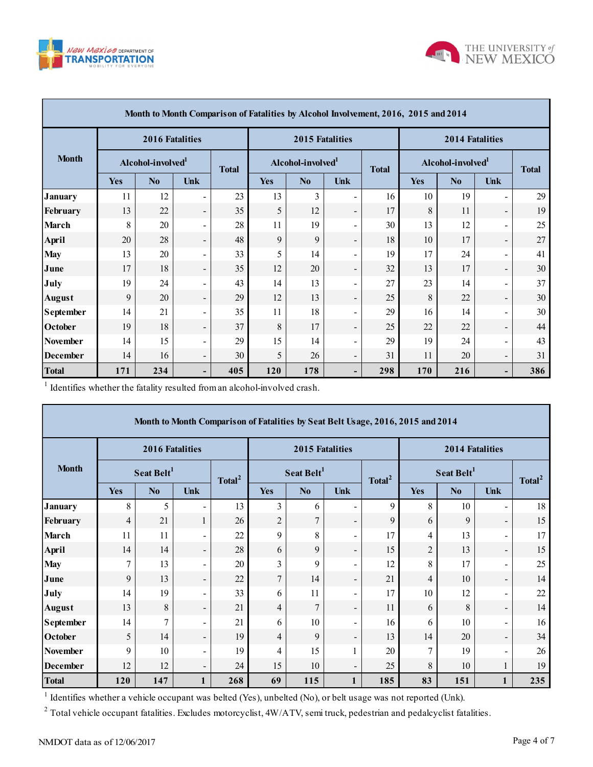| Month to Month Comparison of Fatalities by Alcohol Involvement, 2016, 2015 and 2014 | | | | | | | | | | | | |
|---|---|---|---|---|---|---|---|---|---|---|---|---|
| Month | 2016 Fatalities | | | | 2015 Fatalities | | | | 2014 Fatalities | | | |
| | Alcohol-involved[1] | | | Total | Alcohol-involved[1] | | | Total | Alcohol-involved[1] | | | Total |
| | Yes | No | Unk | | Yes | No | Unk | | Yes | No | Unk | |
| January | 11 | 12 | - | 23 | 13 | 3 | - | 16 | 10 | 19 | - | 29 |
| February | 13 | 22 | - | 35 | 5 | 12 | - | 17 | 8 | 11 | - | 19 |
| March | 8 | 20 | - | 28 | 11 | 19 | - | 30 | 13 | 12 | - | 25 |
| April | 20 | 28 | - | 48 | 9 | 9 | - | 18 | 10 | 17 | - | 27 |
| May | 13 | 20 | - | 33 | 5 | 14 | - | 19 | 17 | 24 | - | 41 |
| June | 17 | 18 | - | 35 | 12 | 20 | - | 32 | 13 | 17 | - | 30 |
| July | 19 | 24 | - | 43 | 14 | 13 | - | 27 | 23 | 14 | - | 37 |
| August | 9 | 20 | - | 29 | 12 | 13 | - | 25 | 8 | 22 | - | 30 |
| September | 14 | 21 | - | 35 | 11 | 18 | - | 29 | 16 | 14 | - | 30 |
| October | 19 | 18 | - | 37 | 8 | 17 | - | 25 | 22 | 22 | - | 44 |
| November | 14 | 15 | - | 29 | 15 | 14 | - | 29 | 19 | 24 | - | 43 |
| December | 14 | 16 | - | 30 | 5 | 26 | - | 31 | 11 | 20 | - | 31 |
| **Total** | **171** | **234** | **-** | **405** | **120** | **178** | **-** | **298** | **170** | **216** | **-** | **386** |

[1] Identifies whether the fatality resulted from an alcohol-involved crash.

| Month to Month Comparison of Fatalities by Seat Belt Usage, 2016, 2015 and 2014 | | | | | | | | | | | | |
|---|---|---|---|---|---|---|---|---|---|---|---|---|
| Month | 2016 Fatalities | | | | 2015 Fatalities | | | | 2014 Fatalities | | | |
| | Seat Belt[1] | | | Total[2] | Seat Belt[1] | | | Total[2] | Seat Belt[1] | | | Total[2] |
| | Yes | No | Unk | | Yes | No | Unk | | Yes | No | Unk | |
| January | 8 | 5 | - | 13 | 3 | 6 | - | 9 | 8 | 10 | - | 18 |
| February | 4 | 21 | 1 | 26 | 2 | 7 | - | 9 | 6 | 9 | - | 15 |
| March | 11 | 11 | - | 22 | 9 | 8 | - | 17 | 4 | 13 | - | 17 |
| April | 14 | 14 | - | 28 | 6 | 9 | - | 15 | 2 | 13 | - | 15 |
| May | 7 | 13 | - | 20 | 3 | 9 | - | 12 | 8 | 17 | - | 25 |
| June | 9 | 13 | - | 22 | 7 | 14 | - | 21 | 4 | 10 | - | 14 |
| July | 14 | 19 | - | 33 | 6 | 11 | - | 17 | 10 | 12 | - | 22 |
| August | 13 | 8 | - | 21 | 4 | 7 | - | 11 | 6 | 8 | - | 14 |
| September | 14 | 7 | - | 21 | 6 | 10 | - | 16 | 6 | 10 | - | 16 |
| October | 5 | 14 | - | 19 | 4 | 9 | - | 13 | 14 | 20 | - | 34 |
| November | 9 | 10 | - | 19 | 4 | 15 | 1 | 20 | 7 | 19 | - | 26 |
| December | 12 | 12 | - | 24 | 15 | 10 | - | 25 | 8 | 10 | 1 | 19 |
| **Total** | **120** | **147** | **1** | **268** | **69** | **115** | **1** | **185** | **83** | **151** | **1** | **235** |

[1] Identifies whether a vehicle occupant was belted (Yes), unbelted (No), or belt usage was not reported (Unk).

[2] Total vehicle occupant fatalities. Excludes motorcyclist, 4W/ATV, semi truck, pedestrian and pedalcyclist fatalities.

NMDOT data as of 12/06/2017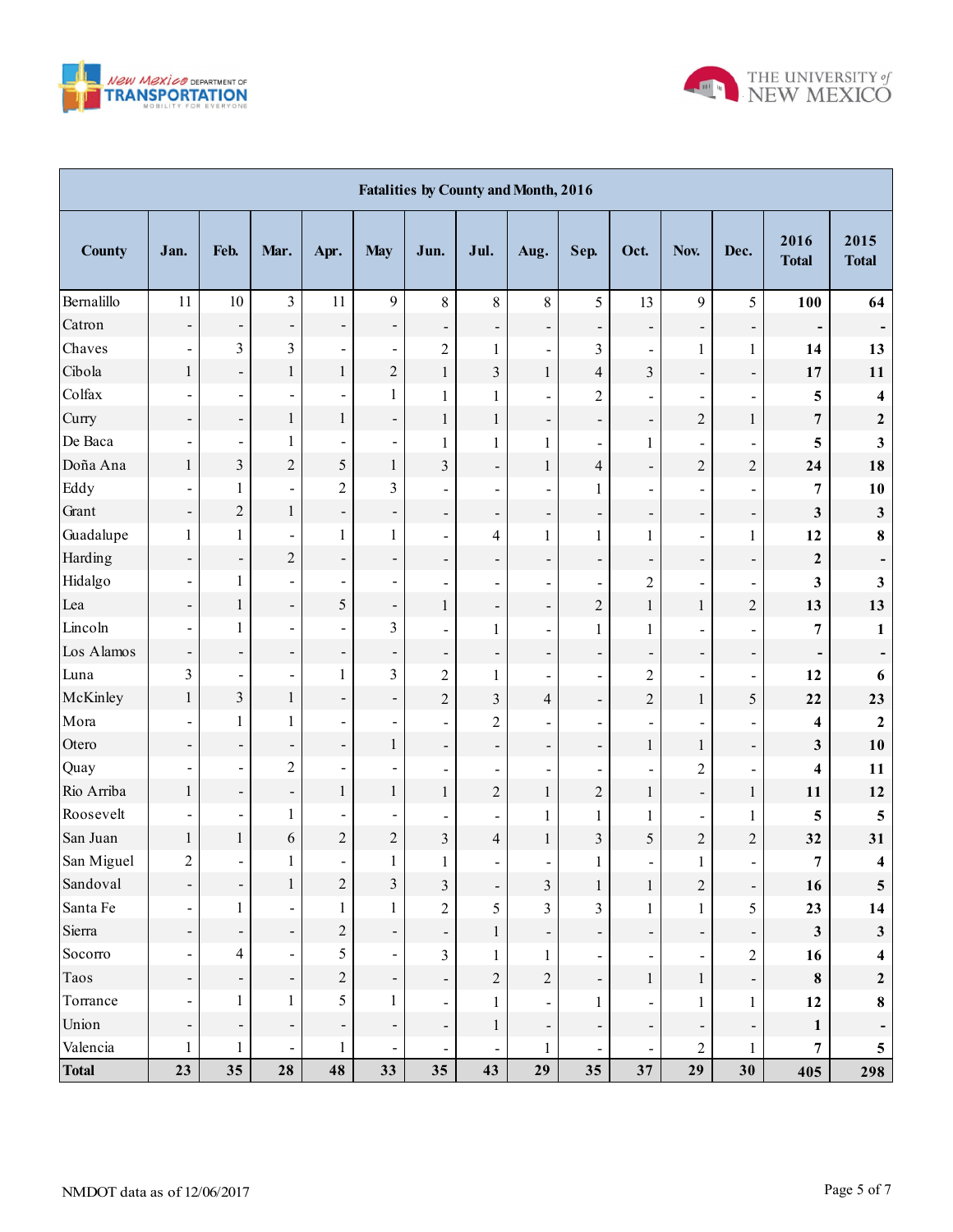| Fatalities by County and Month, 2016 | | | | | | | | | | | | | | |
|---|---|---|---|---|---|---|---|---|---|---|---|---|---|---|
| **County** | **Jan.** | **Feb.** | **Mar.** | **Apr.** | **May** | **Jun.** | **Jul.** | **Aug.** | **Sep.** | **Oct.** | **Nov.** | **Dec.** | **2016 Total** | **2015 Total** |
| Bernalillo | 11 | 10 | 3 | 11 | 9 | 8 | 8 | 8 | 5 | 13 | 9 | 5 | **100** | **64** |
| Catron | - | - | - | - | - | - | - | - | - | - | - | - | **-** | **-** |
| Chaves | - | 3 | 3 | - | - | 2 | 1 | - | 3 | - | 1 | 1 | **14** | **13** |
| Cibola | 1 | - | 1 | 1 | 2 | 1 | 3 | 1 | 4 | 3 | - | - | **17** | **11** |
| Colfax | - | - | - | - | 1 | 1 | 1 | - | 2 | - | - | - | **5** | **4** |
| Curry | - | - | 1 | 1 | - | 1 | 1 | - | - | - | 2 | 1 | **7** | **2** |
| De Baca | - | - | 1 | - | - | 1 | 1 | 1 | - | 1 | - | - | **5** | **3** |
| Doña Ana | 1 | 3 | 2 | 5 | 1 | 3 | - | 1 | 4 | - | 2 | 2 | **24** | **18** |
| Eddy | - | 1 | - | 2 | 3 | - | - | - | 1 | - | - | - | **7** | **10** |
| Grant | - | 2 | 1 | - | - | - | - | - | - | - | - | - | **3** | **3** |
| Guadalupe | 1 | 1 | - | 1 | 1 | - | 4 | 1 | 1 | 1 | - | 1 | **12** | **8** |
| Harding | - | - | 2 | - | - | - | - | - | - | - | - | - | **2** | **-** |
| Hidalgo | - | 1 | - | - | - | - | - | - | - | 2 | - | - | **3** | **3** |
| Lea | - | 1 | - | 5 | - | 1 | - | - | 2 | 1 | 1 | 2 | **13** | **13** |
| Lincoln | - | 1 | - | - | 3 | - | 1 | - | 1 | 1 | - | - | **7** | **1** |
| Los Alamos | - | - | - | - | - | - | - | - | - | - | - | - | **-** | **-** |
| Luna | 3 | - | - | 1 | 3 | 2 | 1 | - | - | 2 | - | - | **12** | **6** |
| McKinley | 1 | 3 | 1 | - | - | 2 | 3 | 4 | - | 2 | 1 | 5 | **22** | **23** |
| Mora | - | 1 | 1 | - | - | - | 2 | - | - | - | - | - | **4** | **2** |
| Otero | - | - | - | - | 1 | - | - | - | - | 1 | 1 | - | **3** | **10** |
| Quay | - | - | 2 | - | - | - | - | - | - | - | 2 | - | **4** | **11** |
| Rio Arriba | 1 | - | - | 1 | 1 | 1 | 2 | 1 | 2 | 1 | - | 1 | **11** | **12** |
| Roosevelt | - | - | 1 | - | - | - | - | 1 | 1 | 1 | - | 1 | **5** | **5** |
| San Juan | 1 | 1 | 6 | 2 | 2 | 3 | 4 | 1 | 3 | 5 | 2 | 2 | **32** | **31** |
| San Miguel | 2 | - | 1 | - | 1 | 1 | - | - | 1 | - | 1 | - | **7** | **4** |
| Sandoval | - | - | 1 | 2 | 3 | 3 | - | 3 | 1 | 1 | 2 | - | **16** | **5** |
| Santa Fe | - | 1 | - | 1 | 1 | 2 | 5 | 3 | 3 | 1 | 1 | 5 | **23** | **14** |
| Sierra | - | - | - | 2 | - | - | 1 | - | - | - | - | - | **3** | **3** |
| Socorro | - | 4 | - | 5 | - | 3 | 1 | 1 | - | - | - | 2 | **16** | **4** |
| Taos | - | - | - | 2 | - | - | 2 | 2 | - | 1 | 1 | - | **8** | **2** |
| Torrance | - | 1 | 1 | 5 | 1 | - | 1 | - | 1 | - | 1 | 1 | **12** | **8** |
| Union | - | - | - | - | - | - | 1 | - | - | - | - | - | **1** | **-** |
| Valencia | 1 | 1 | - | 1 | - | - | - | 1 | - | - | 2 | 1 | **7** | **5** |
| **Total** | **23** | **35** | **28** | **48** | **33** | **35** | **43** | **29** | **35** | **37** | **29** | **30** | **405** | **298** |

NMDOT data as of 12/06/2017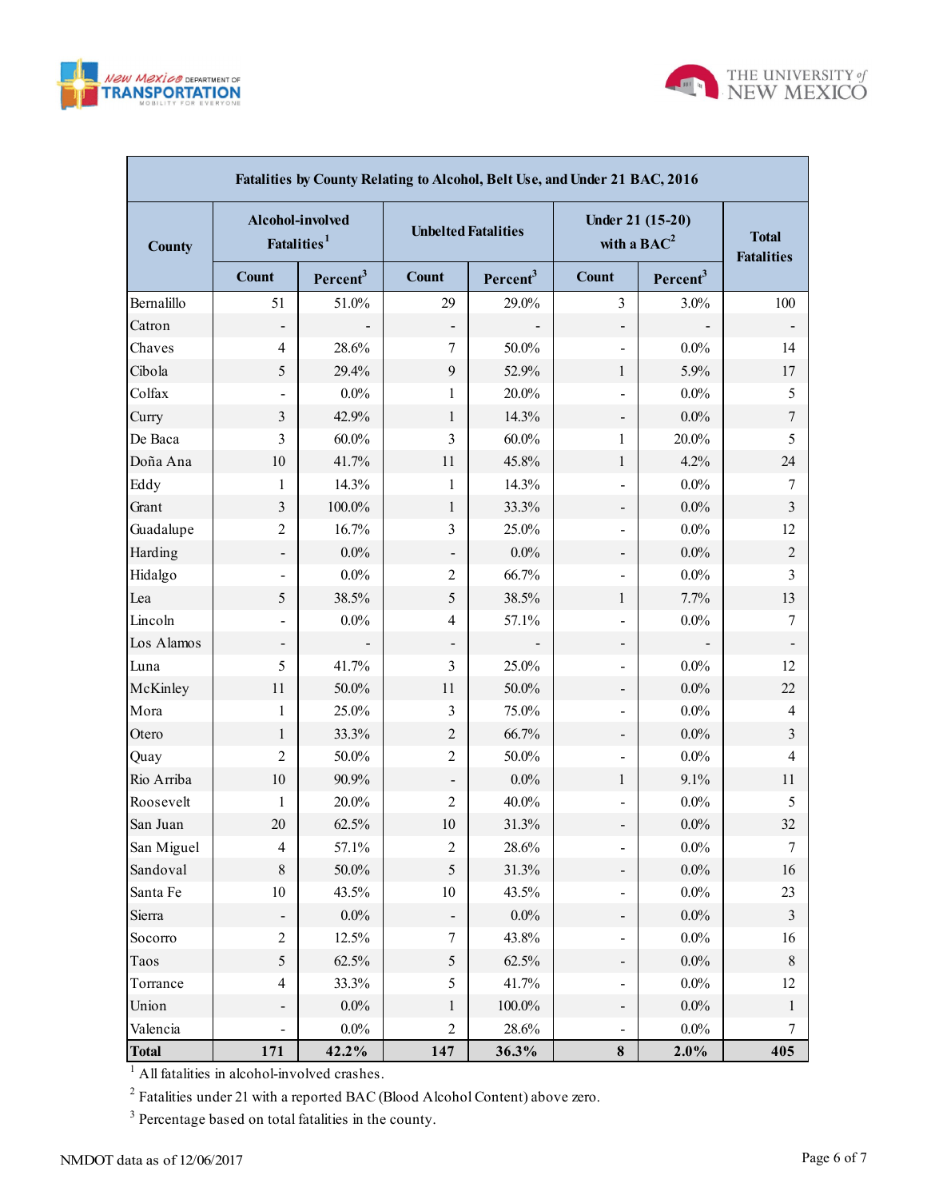| Fatalities by County Relating to Alcohol, Belt Use, and Under 21 BAC, 2016 | | | | | | | |
|---|---|---|---|---|---|---|---|
| County | Alcohol-involved Fatalities[1] | | Unbelted Fatalities | | Under 21 (15-20) with a BAC[2] | | Total Fatalities |
| | Count | Percent[3] | Count | Percent[3] | Count | Percent[3] | |
| Bernalillo | 51 | 51.0% | 29 | 29.0% | 3 | 3.0% | 100 |
| Catron | - | - | - | - | - | - | - |
| Chaves | 4 | 28.6% | 7 | 50.0% | - | 0.0% | 14 |
| Cibola | 5 | 29.4% | 9 | 52.9% | 1 | 5.9% | 17 |
| Colfax | - | 0.0% | 1 | 20.0% | - | 0.0% | 5 |
| Curry | 3 | 42.9% | 1 | 14.3% | - | 0.0% | 7 |
| De Baca | 3 | 60.0% | 3 | 60.0% | 1 | 20.0% | 5 |
| Doña Ana | 10 | 41.7% | 11 | 45.8% | 1 | 4.2% | 24 |
| Eddy | 1 | 14.3% | 1 | 14.3% | - | 0.0% | 7 |
| Grant | 3 | 100.0% | 1 | 33.3% | - | 0.0% | 3 |
| Guadalupe | 2 | 16.7% | 3 | 25.0% | - | 0.0% | 12 |
| Harding | - | 0.0% | - | 0.0% | - | 0.0% | 2 |
| Hidalgo | - | 0.0% | 2 | 66.7% | - | 0.0% | 3 |
| Lea | 5 | 38.5% | 5 | 38.5% | 1 | 7.7% | 13 |
| Lincoln | - | 0.0% | 4 | 57.1% | - | 0.0% | 7 |
| Los Alamos | - | - | - | - | - | - | - |
| Luna | 5 | 41.7% | 3 | 25.0% | - | 0.0% | 12 |
| McKinley | 11 | 50.0% | 11 | 50.0% | - | 0.0% | 22 |
| Mora | 1 | 25.0% | 3 | 75.0% | - | 0.0% | 4 |
| Otero | 1 | 33.3% | 2 | 66.7% | - | 0.0% | 3 |
| Quay | 2 | 50.0% | 2 | 50.0% | - | 0.0% | 4 |
| Rio Arriba | 10 | 90.9% | - | 0.0% | 1 | 9.1% | 11 |
| Roosevelt | 1 | 20.0% | 2 | 40.0% | - | 0.0% | 5 |
| San Juan | 20 | 62.5% | 10 | 31.3% | - | 0.0% | 32 |
| San Miguel | 4 | 57.1% | 2 | 28.6% | - | 0.0% | 7 |
| Sandoval | 8 | 50.0% | 5 | 31.3% | - | 0.0% | 16 |
| Santa Fe | 10 | 43.5% | 10 | 43.5% | - | 0.0% | 23 |
| Sierra | - | 0.0% | - | 0.0% | - | 0.0% | 3 |
| Socorro | 2 | 12.5% | 7 | 43.8% | - | 0.0% | 16 |
| Taos | 5 | 62.5% | 5 | 62.5% | - | 0.0% | 8 |
| Torrance | 4 | 33.3% | 5 | 41.7% | - | 0.0% | 12 |
| Union | - | 0.0% | 1 | 100.0% | - | 0.0% | 1 |
| Valencia | - | 0.0% | 2 | 28.6% | - | 0.0% | 7 |
| **Total** | **171** | **42.2%** | **147** | **36.3%** | **8** | **2.0%** | **405** |

[1] All fatalities in alcohol-involved crashes.

[2] Fatalities under 21 with a reported BAC (Blood Alcohol Content) above zero.

[3] Percentage based on total fatalities in the county.

NMDOT data as of 12/06/2017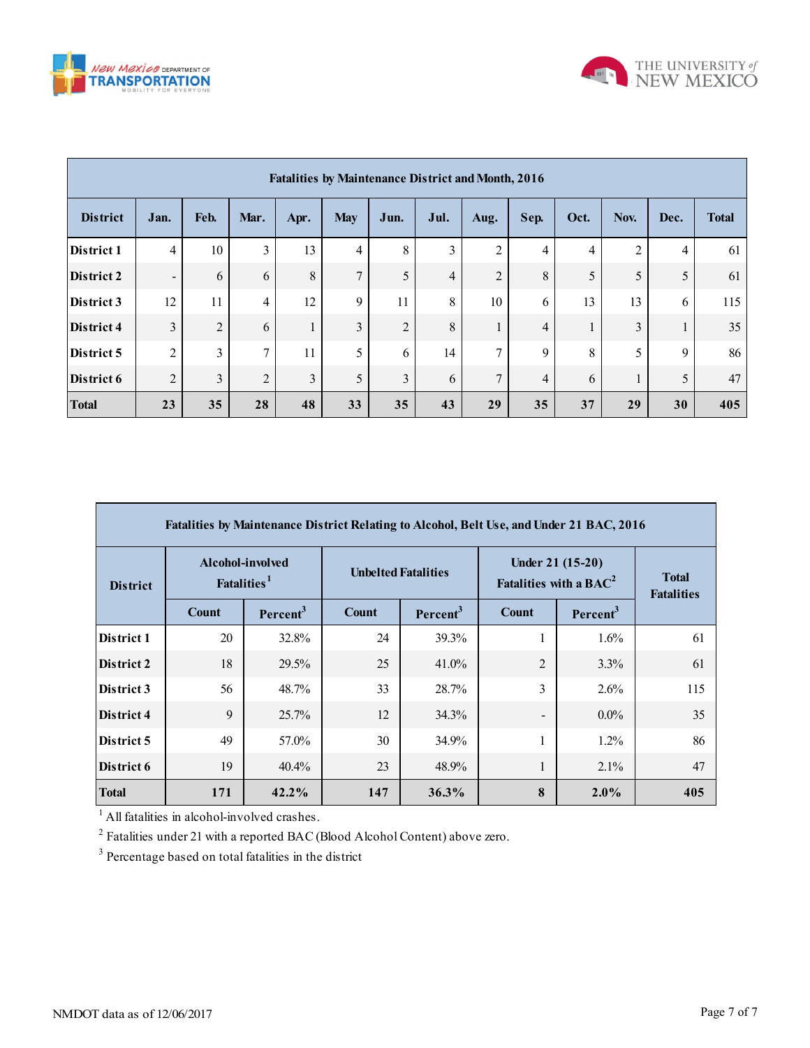| Fatalities by Maintenance District and Month, 2016 | | | | | | | | | | | | | |
|---|---|---|---|---|---|---|---|---|---|---|---|---|---|
| **District** | **Jan.** | **Feb.** | **Mar.** | **Apr.** | **May** | **Jun.** | **Jul.** | **Aug.** | **Sep.** | **Oct.** | **Nov.** | **Dec.** | **Total** |
| **District 1** | 4 | 10 | 3 | 13 | 4 | 8 | 3 | 2 | 4 | 4 | 2 | 4 | 61 |
| **District 2** | - | 6 | 6 | 8 | 7 | 5 | 4 | 2 | 8 | 5 | 5 | 5 | 61 |
| **District 3** | 12 | 11 | 4 | 12 | 9 | 11 | 8 | 10 | 6 | 13 | 13 | 6 | 115 |
| **District 4** | 3 | 2 | 6 | 1 | 3 | 2 | 8 | 1 | 4 | 1 | 3 | 1 | 35 |
| **District 5** | 2 | 3 | 7 | 11 | 5 | 6 | 14 | 7 | 9 | 8 | 5 | 9 | 86 |
| **District 6** | 2 | 3 | 2 | 3 | 5 | 3 | 6 | 7 | 4 | 6 | 1 | 5 | 47 |
| **Total** | **23** | **35** | **28** | **48** | **33** | **35** | **43** | **29** | **35** | **37** | **29** | **30** | **405** |

| Fatalities by Maintenance District Relating to Alcohol, Belt Use, and Under 21 BAC, 2016 | | | | | | | |
|---|---|---|---|---|---|---|---|
| **District** | **Alcohol-involved Fatalities[1]** | | **Unbelted Fatalities** | | **Under 21 (15-20) Fatalities with a BAC[2]** | | **Total Fatalities** |
| | **Count** | **Percent[3]** | **Count** | **Percent[3]** | **Count** | **Percent[3]** | |
| **District 1** | 20 | 32.8% | 24 | 39.3% | 1 | 1.6% | 61 |
| **District 2** | 18 | 29.5% | 25 | 41.0% | 2 | 3.3% | 61 |
| **District 3** | 56 | 48.7% | 33 | 28.7% | 3 | 2.6% | 115 |
| **District 4** | 9 | 25.7% | 12 | 34.3% | - | 0.0% | 35 |
| **District 5** | 49 | 57.0% | 30 | 34.9% | 1 | 1.2% | 86 |
| **District 6** | 19 | 40.4% | 23 | 48.9% | 1 | 2.1% | 47 |
| **Total** | **171** | **42.2%** | **147** | **36.3%** | **8** | **2.0%** | **405** |

[1] All fatalities in alcohol-involved crashes.

[2] Fatalities under 21 with a reported BAC (Blood Alcohol Content) above zero.

[3] Percentage based on total fatalities in the district

NMDOT data as of 12/06/2017